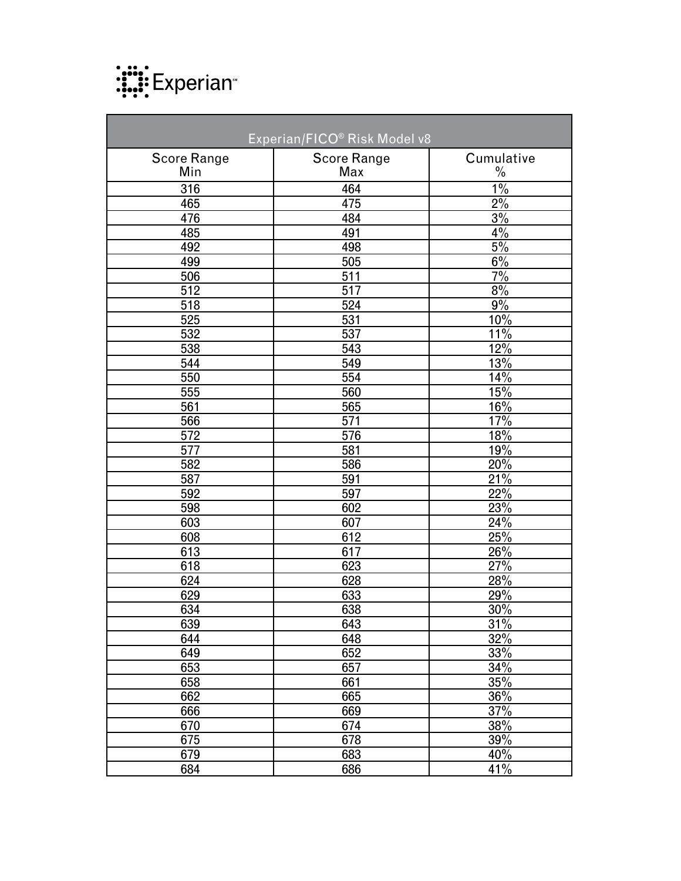Experian℠

| Experian/FICO® Risk Model v8 | | |
|---|---|---|
| Score Range Min | Score Range Max | Cumulative % |
| 316 | 464 | 1% |
| 465 | 475 | 2% |
| 476 | 484 | 3% |
| 485 | 491 | 4% |
| 492 | 498 | 5% |
| 499 | 505 | 6% |
| 506 | 511 | 7% |
| 512 | 517 | 8% |
| 518 | 524 | 9% |
| 525 | 531 | 10% |
| 532 | 537 | 11% |
| 538 | 543 | 12% |
| 544 | 549 | 13% |
| 550 | 554 | 14% |
| 555 | 560 | 15% |
| 561 | 565 | 16% |
| 566 | 571 | 17% |
| 572 | 576 | 18% |
| 577 | 581 | 19% |
| 582 | 586 | 20% |
| 587 | 591 | 21% |
| 592 | 597 | 22% |
| 598 | 602 | 23% |
| 603 | 607 | 24% |
| 608 | 612 | 25% |
| 613 | 617 | 26% |
| 618 | 623 | 27% |
| 624 | 628 | 28% |
| 629 | 633 | 29% |
| 634 | 638 | 30% |
| 639 | 643 | 31% |
| 644 | 648 | 32% |
| 649 | 652 | 33% |
| 653 | 657 | 34% |
| 658 | 661 | 35% |
| 662 | 665 | 36% |
| 666 | 669 | 37% |
| 670 | 674 | 38% |
| 675 | 678 | 39% |
| 679 | 683 | 40% |
| 684 | 686 | 41% |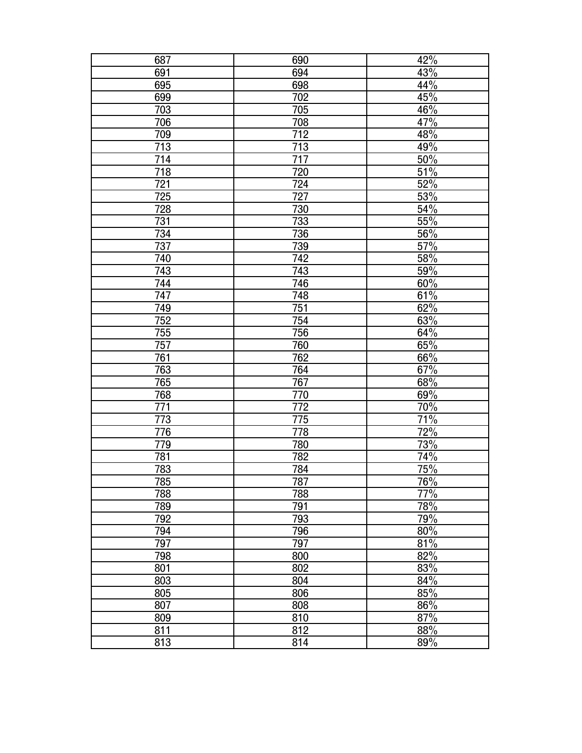| | | |
|---|---|---|
| 687 | 690 | 42% |
| 691 | 694 | 43% |
| 695 | 698 | 44% |
| 699 | 702 | 45% |
| 703 | 705 | 46% |
| 706 | 708 | 47% |
| 709 | 712 | 48% |
| 713 | 713 | 49% |
| 714 | 717 | 50% |
| 718 | 720 | 51% |
| 721 | 724 | 52% |
| 725 | 727 | 53% |
| 728 | 730 | 54% |
| 731 | 733 | 55% |
| 734 | 736 | 56% |
| 737 | 739 | 57% |
| 740 | 742 | 58% |
| 743 | 743 | 59% |
| 744 | 746 | 60% |
| 747 | 748 | 61% |
| 749 | 751 | 62% |
| 752 | 754 | 63% |
| 755 | 756 | 64% |
| 757 | 760 | 65% |
| 761 | 762 | 66% |
| 763 | 764 | 67% |
| 765 | 767 | 68% |
| 768 | 770 | 69% |
| 771 | 772 | 70% |
| 773 | 775 | 71% |
| 776 | 778 | 72% |
| 779 | 780 | 73% |
| 781 | 782 | 74% |
| 783 | 784 | 75% |
| 785 | 787 | 76% |
| 788 | 788 | 77% |
| 789 | 791 | 78% |
| 792 | 793 | 79% |
| 794 | 796 | 80% |
| 797 | 797 | 81% |
| 798 | 800 | 82% |
| 801 | 802 | 83% |
| 803 | 804 | 84% |
| 805 | 806 | 85% |
| 807 | 808 | 86% |
| 809 | 810 | 87% |
| 811 | 812 | 88% |
| 813 | 814 | 89% |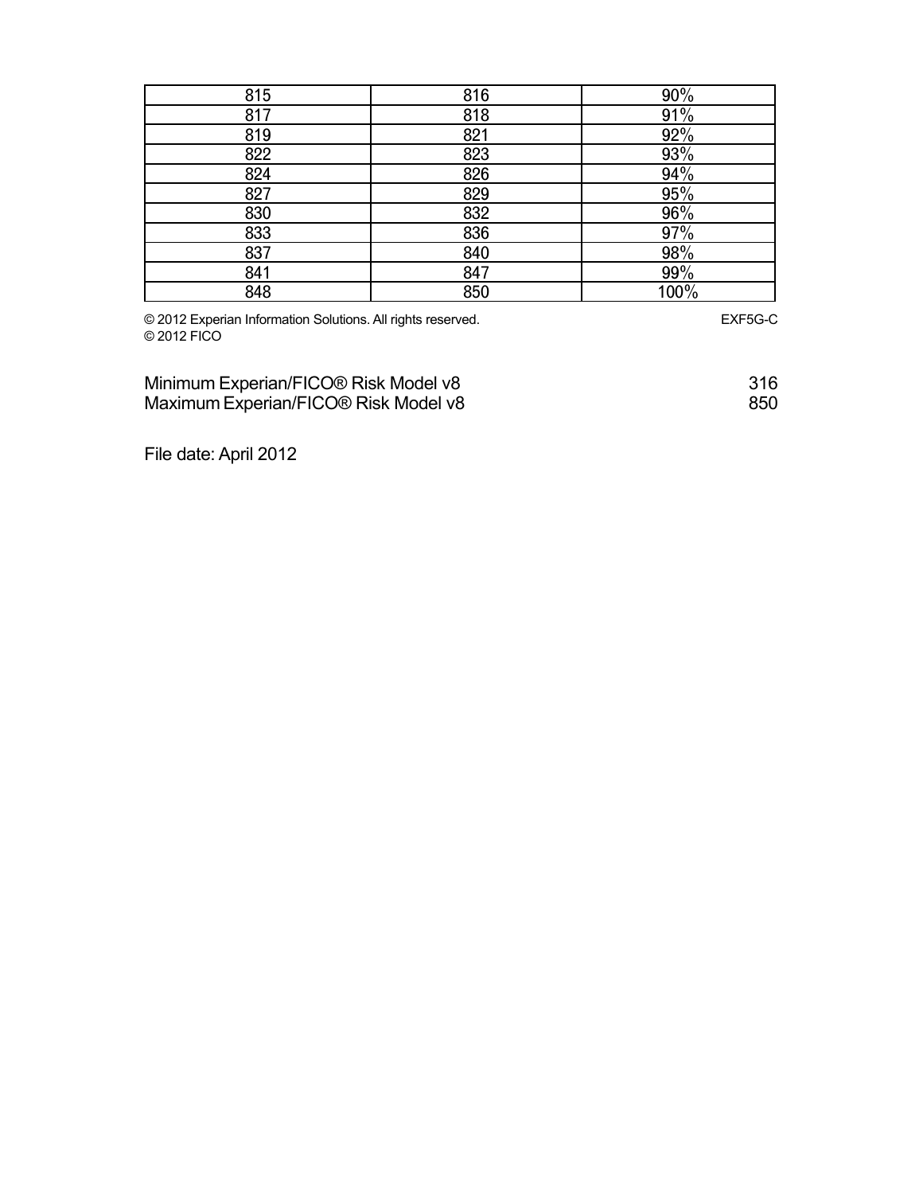| | | |
|---|---|---|
| 815 | 816 | 90% |
| 817 | 818 | 91% |
| 819 | 821 | 92% |
| 822 | 823 | 93% |
| 824 | 826 | 94% |
| 827 | 829 | 95% |
| 830 | 832 | 96% |
| 833 | 836 | 97% |
| 837 | 840 | 98% |
| 841 | 847 | 99% |
| 848 | 850 | 100% |

© 2012 Experian Information Solutions. All rights reserved. EXF5G-C
© 2012 FICO

Minimum Experian/FICO® Risk Model v8 316
Maximum Experian/FICO® Risk Model v8 850

File date: April 2012